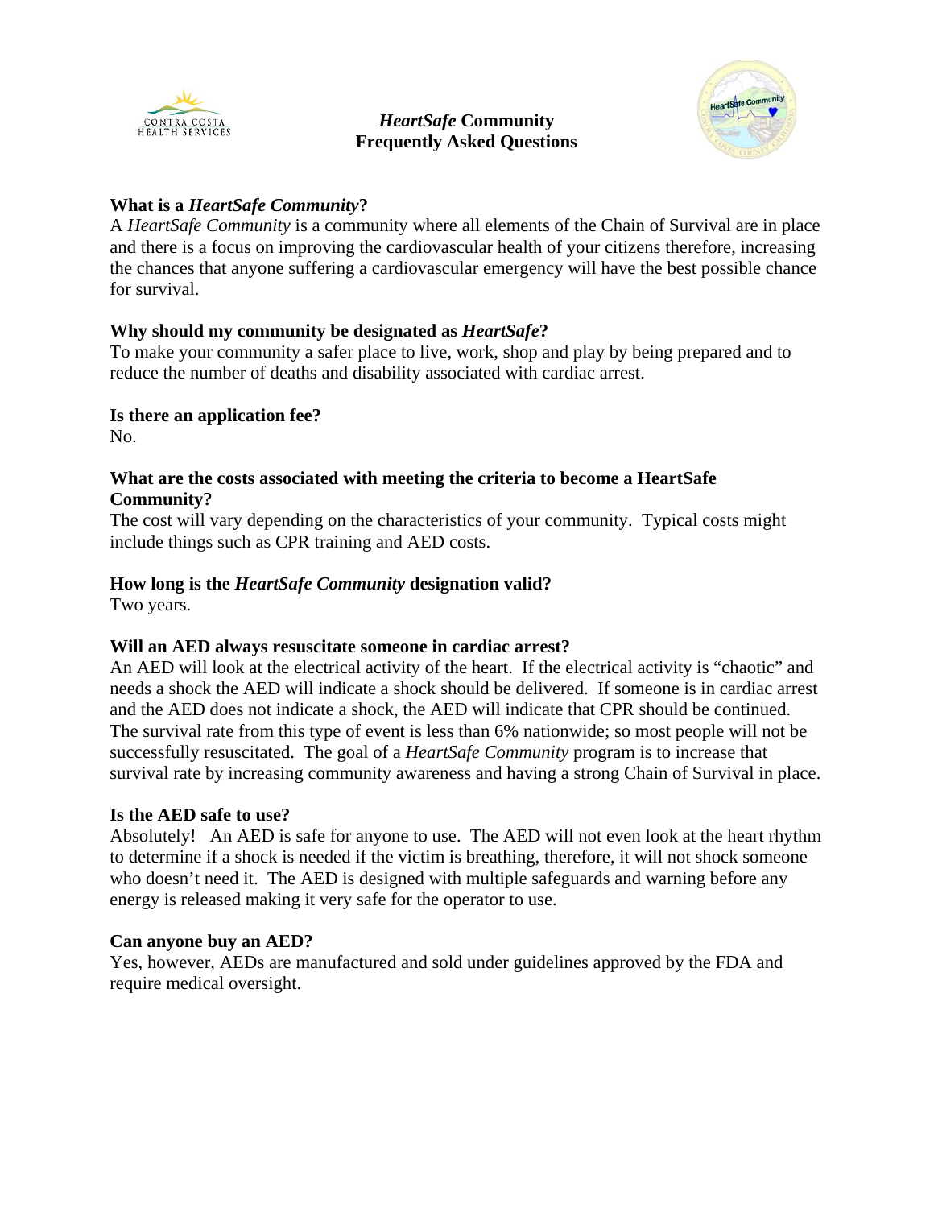# *HeartSafe* Community Frequently Asked Questions

### What is a *HeartSafe Community*?

A *HeartSafe Community* is a community where all elements of the Chain of Survival are in place and there is a focus on improving the cardiovascular health of your citizens therefore, increasing the chances that anyone suffering a cardiovascular emergency will have the best possible chance for survival.

### Why should my community be designated as *HeartSafe*?

To make your community a safer place to live, work, shop and play by being prepared and to reduce the number of deaths and disability associated with cardiac arrest.

### Is there an application fee?

No.

### What are the costs associated with meeting the criteria to become a HeartSafe Community?

The cost will vary depending on the characteristics of your community. Typical costs might include things such as CPR training and AED costs.

### How long is the *HeartSafe Community* designation valid?

Two years.

### Will an AED always resuscitate someone in cardiac arrest?

An AED will look at the electrical activity of the heart. If the electrical activity is "chaotic" and needs a shock the AED will indicate a shock should be delivered. If someone is in cardiac arrest and the AED does not indicate a shock, the AED will indicate that CPR should be continued. The survival rate from this type of event is less than 6% nationwide; so most people will not be successfully resuscitated. The goal of a *HeartSafe Community* program is to increase that survival rate by increasing community awareness and having a strong Chain of Survival in place.

### Is the AED safe to use?

Absolutely! An AED is safe for anyone to use. The AED will not even look at the heart rhythm to determine if a shock is needed if the victim is breathing, therefore, it will not shock someone who doesn't need it. The AED is designed with multiple safeguards and warning before any energy is released making it very safe for the operator to use.

### Can anyone buy an AED?

Yes, however, AEDs are manufactured and sold under guidelines approved by the FDA and require medical oversight.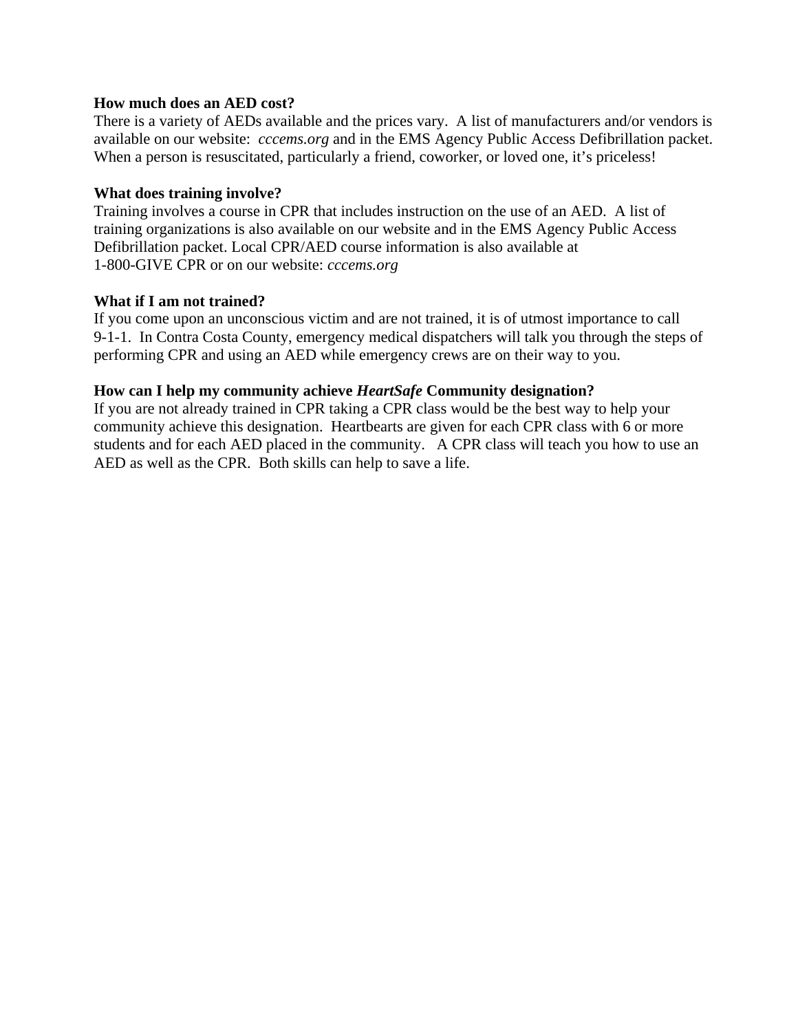**How much does an AED cost?**
There is a variety of AEDs available and the prices vary. A list of manufacturers and/or vendors is available on our website: *cccems.org* and in the EMS Agency Public Access Defibrillation packet. When a person is resuscitated, particularly a friend, coworker, or loved one, it's priceless!

**What does training involve?**
Training involves a course in CPR that includes instruction on the use of an AED. A list of training organizations is also available on our website and in the EMS Agency Public Access Defibrillation packet. Local CPR/AED course information is also available at 1-800-GIVE CPR or on our website: *cccems.org*

**What if I am not trained?**
If you come upon an unconscious victim and are not trained, it is of utmost importance to call 9-1-1. In Contra Costa County, emergency medical dispatchers will talk you through the steps of performing CPR and using an AED while emergency crews are on their way to you.

**How can I help my community achieve *HeartSafe* Community designation?**
If you are not already trained in CPR taking a CPR class would be the best way to help your community achieve this designation. Heartbearts are given for each CPR class with 6 or more students and for each AED placed in the community. A CPR class will teach you how to use an AED as well as the CPR. Both skills can help to save a life.